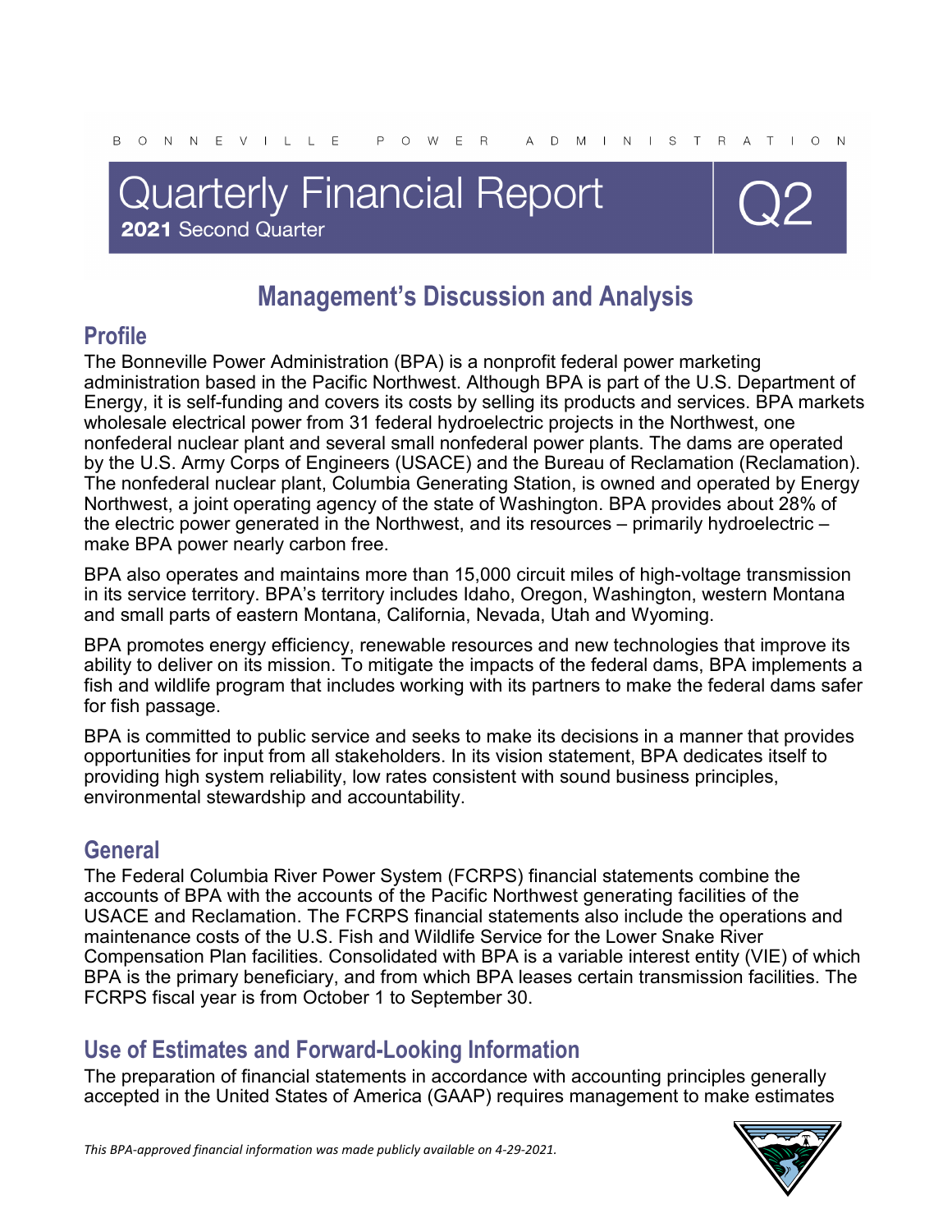BONNEVILLE POWER ADMINISTRATION

# Quarterly Financial Report

**2021** Second Quarter

Q2

## Management's Discussion and Analysis

### Profile

The Bonneville Power Administration (BPA) is a nonprofit federal power marketing administration based in the Pacific Northwest. Although BPA is part of the U.S. Department of Energy, it is self-funding and covers its costs by selling its products and services. BPA markets wholesale electrical power from 31 federal hydroelectric projects in the Northwest, one nonfederal nuclear plant and several small nonfederal power plants. The dams are operated by the U.S. Army Corps of Engineers (USACE) and the Bureau of Reclamation (Reclamation). The nonfederal nuclear plant, Columbia Generating Station, is owned and operated by Energy Northwest, a joint operating agency of the state of Washington. BPA provides about 28% of the electric power generated in the Northwest, and its resources – primarily hydroelectric – make BPA power nearly carbon free.

BPA also operates and maintains more than 15,000 circuit miles of high-voltage transmission in its service territory. BPA's territory includes Idaho, Oregon, Washington, western Montana and small parts of eastern Montana, California, Nevada, Utah and Wyoming.

BPA promotes energy efficiency, renewable resources and new technologies that improve its ability to deliver on its mission. To mitigate the impacts of the federal dams, BPA implements a fish and wildlife program that includes working with its partners to make the federal dams safer for fish passage.

BPA is committed to public service and seeks to make its decisions in a manner that provides opportunities for input from all stakeholders. In its vision statement, BPA dedicates itself to providing high system reliability, low rates consistent with sound business principles, environmental stewardship and accountability.

### General

The Federal Columbia River Power System (FCRPS) financial statements combine the accounts of BPA with the accounts of the Pacific Northwest generating facilities of the USACE and Reclamation. The FCRPS financial statements also include the operations and maintenance costs of the U.S. Fish and Wildlife Service for the Lower Snake River Compensation Plan facilities. Consolidated with BPA is a variable interest entity (VIE) of which BPA is the primary beneficiary, and from which BPA leases certain transmission facilities. The FCRPS fiscal year is from October 1 to September 30.

### Use of Estimates and Forward-Looking Information

The preparation of financial statements in accordance with accounting principles generally accepted in the United States of America (GAAP) requires management to make estimates

*This BPA-approved financial information was made publicly available on 4-29-2021.*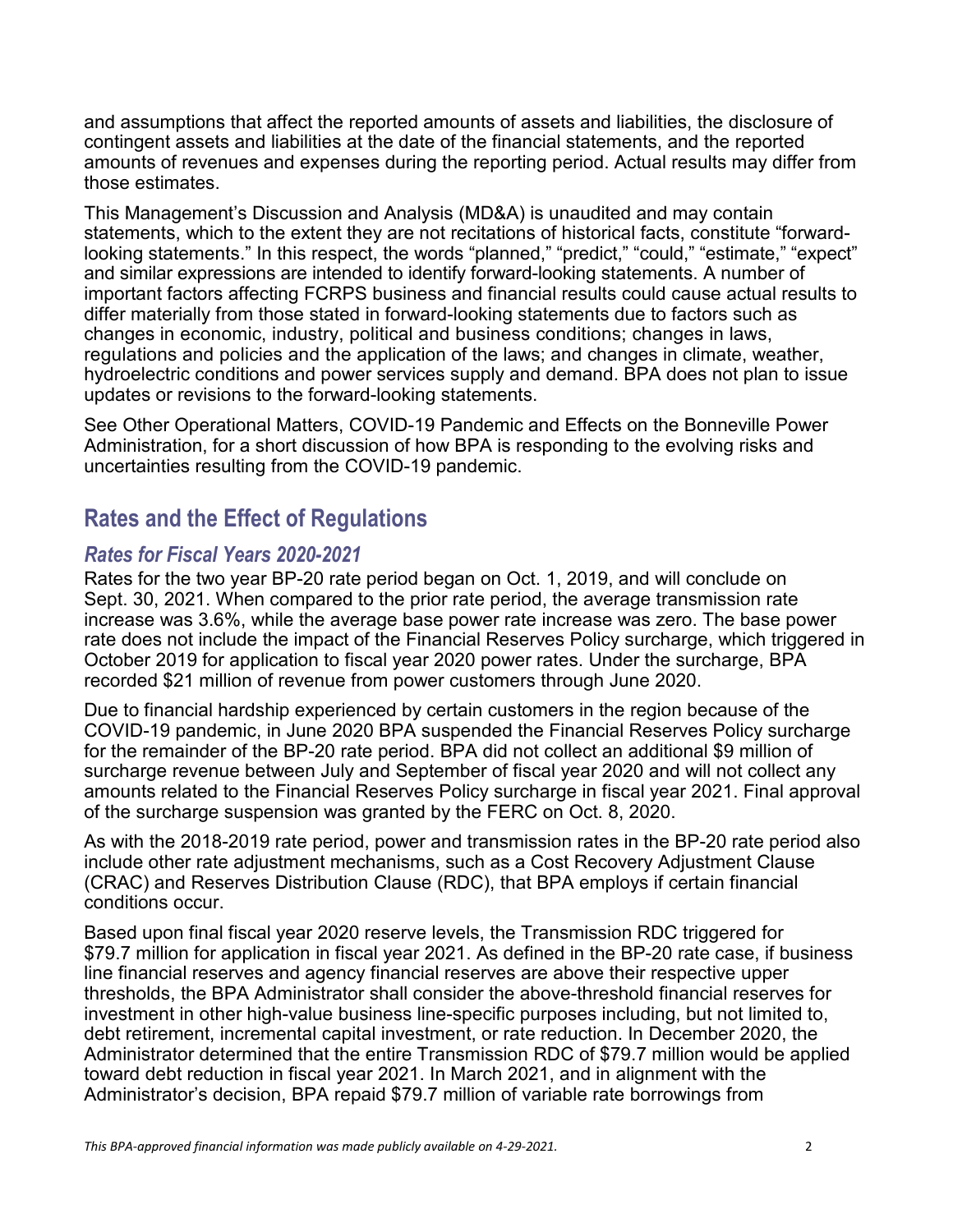and assumptions that affect the reported amounts of assets and liabilities, the disclosure of contingent assets and liabilities at the date of the financial statements, and the reported amounts of revenues and expenses during the reporting period. Actual results may differ from those estimates.

This Management's Discussion and Analysis (MD&A) is unaudited and may contain statements, which to the extent they are not recitations of historical facts, constitute "forward-looking statements." In this respect, the words "planned," "predict," "could," "estimate," "expect" and similar expressions are intended to identify forward-looking statements. A number of important factors affecting FCRPS business and financial results could cause actual results to differ materially from those stated in forward-looking statements due to factors such as changes in economic, industry, political and business conditions; changes in laws, regulations and policies and the application of the laws; and changes in climate, weather, hydroelectric conditions and power services supply and demand. BPA does not plan to issue updates or revisions to the forward-looking statements.

See Other Operational Matters, COVID-19 Pandemic and Effects on the Bonneville Power Administration, for a short discussion of how BPA is responding to the evolving risks and uncertainties resulting from the COVID-19 pandemic.

## Rates and the Effect of Regulations

### *Rates for Fiscal Years 2020-2021*

Rates for the two year BP-20 rate period began on Oct. 1, 2019, and will conclude on Sept. 30, 2021. When compared to the prior rate period, the average transmission rate increase was 3.6%, while the average base power rate increase was zero. The base power rate does not include the impact of the Financial Reserves Policy surcharge, which triggered in October 2019 for application to fiscal year 2020 power rates. Under the surcharge, BPA recorded $21 million of revenue from power customers through June 2020.

Due to financial hardship experienced by certain customers in the region because of the COVID-19 pandemic, in June 2020 BPA suspended the Financial Reserves Policy surcharge for the remainder of the BP-20 rate period. BPA did not collect an additional $9 million of surcharge revenue between July and September of fiscal year 2020 and will not collect any amounts related to the Financial Reserves Policy surcharge in fiscal year 2021. Final approval of the surcharge suspension was granted by the FERC on Oct. 8, 2020.

As with the 2018-2019 rate period, power and transmission rates in the BP-20 rate period also include other rate adjustment mechanisms, such as a Cost Recovery Adjustment Clause (CRAC) and Reserves Distribution Clause (RDC), that BPA employs if certain financial conditions occur.

Based upon final fiscal year 2020 reserve levels, the Transmission RDC triggered for $79.7 million for application in fiscal year 2021. As defined in the BP-20 rate case, if business line financial reserves and agency financial reserves are above their respective upper thresholds, the BPA Administrator shall consider the above-threshold financial reserves for investment in other high-value business line-specific purposes including, but not limited to, debt retirement, incremental capital investment, or rate reduction. In December 2020, the Administrator determined that the entire Transmission RDC of $79.7 million would be applied toward debt reduction in fiscal year 2021. In March 2021, and in alignment with the Administrator's decision, BPA repaid $79.7 million of variable rate borrowings from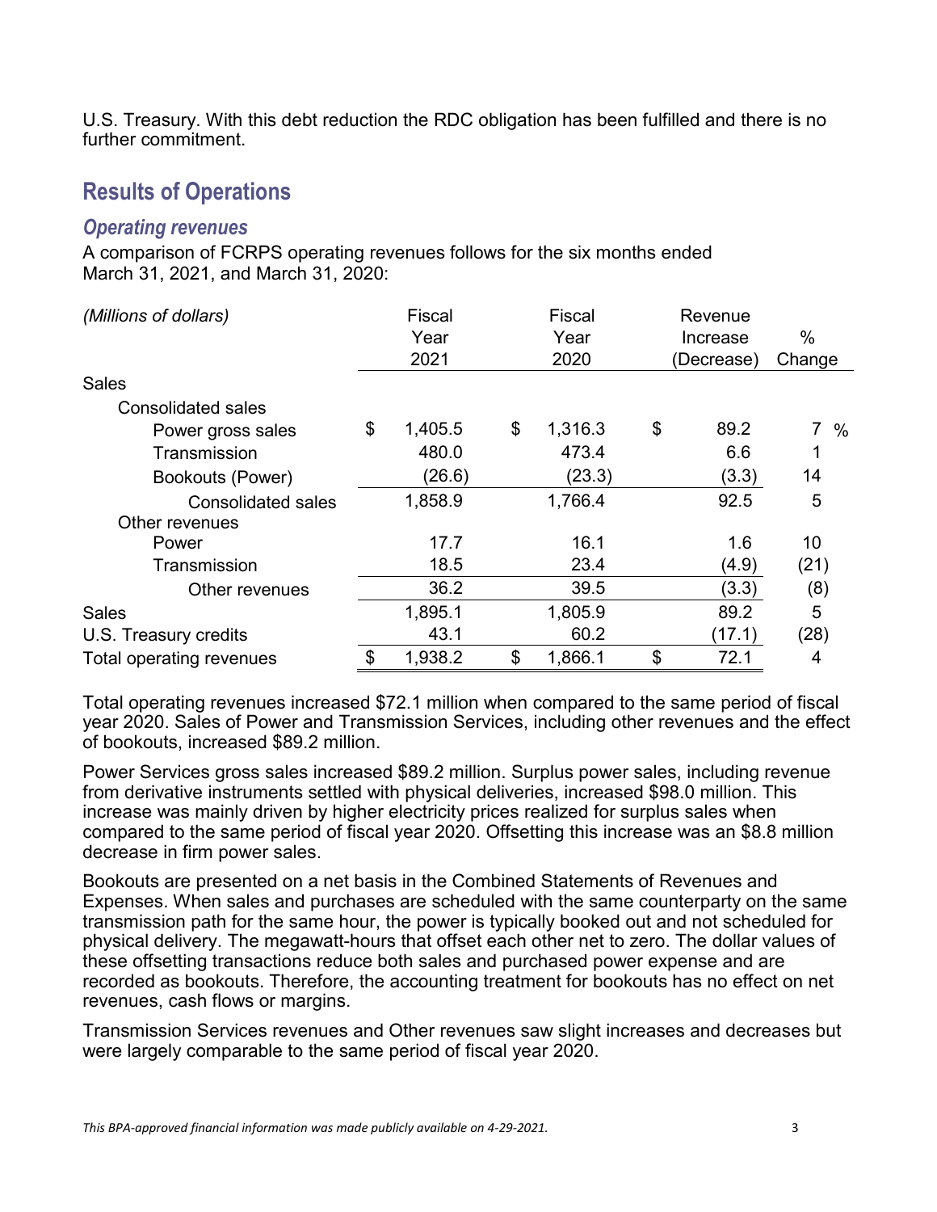U.S. Treasury. With this debt reduction the RDC obligation has been fulfilled and there is no further commitment.

## Results of Operations

### *Operating revenues*

A comparison of FCRPS operating revenues follows for the six months ended March 31, 2021, and March 31, 2020:

| *(Millions of dollars)* | Fiscal Year 2021 | Fiscal Year 2020 | Revenue Increase (Decrease) | % Change |
|---|---|---|---|---|
| Sales | | | | |
| Consolidated sales | | | | |
| Power gross sales | $ 1,405.5 | $ 1,316.3 | $ 89.2 | 7 % |
| Transmission | 480.0 | 473.4 | 6.6 | 1 |
| Bookouts (Power) | (26.6) | (23.3) | (3.3) | 14 |
| Consolidated sales | 1,858.9 | 1,766.4 | 92.5 | 5 |
| Other revenues | | | | |
| Power | 17.7 | 16.1 | 1.6 | 10 |
| Transmission | 18.5 | 23.4 | (4.9) | (21) |
| Other revenues | 36.2 | 39.5 | (3.3) | (8) |
| Sales | 1,895.1 | 1,805.9 | 89.2 | 5 |
| U.S. Treasury credits | 43.1 | 60.2 | (17.1) | (28) |
| Total operating revenues | $ 1,938.2 | $ 1,866.1 | $ 72.1 | 4 |

Total operating revenues increased $72.1 million when compared to the same period of fiscal year 2020. Sales of Power and Transmission Services, including other revenues and the effect of bookouts, increased $89.2 million.

Power Services gross sales increased $89.2 million. Surplus power sales, including revenue from derivative instruments settled with physical deliveries, increased $98.0 million. This increase was mainly driven by higher electricity prices realized for surplus sales when compared to the same period of fiscal year 2020. Offsetting this increase was an $8.8 million decrease in firm power sales.

Bookouts are presented on a net basis in the Combined Statements of Revenues and Expenses. When sales and purchases are scheduled with the same counterparty on the same transmission path for the same hour, the power is typically booked out and not scheduled for physical delivery. The megawatt-hours that offset each other net to zero. The dollar values of these offsetting transactions reduce both sales and purchased power expense and are recorded as bookouts. Therefore, the accounting treatment for bookouts has no effect on net revenues, cash flows or margins.

Transmission Services revenues and Other revenues saw slight increases and decreases but were largely comparable to the same period of fiscal year 2020.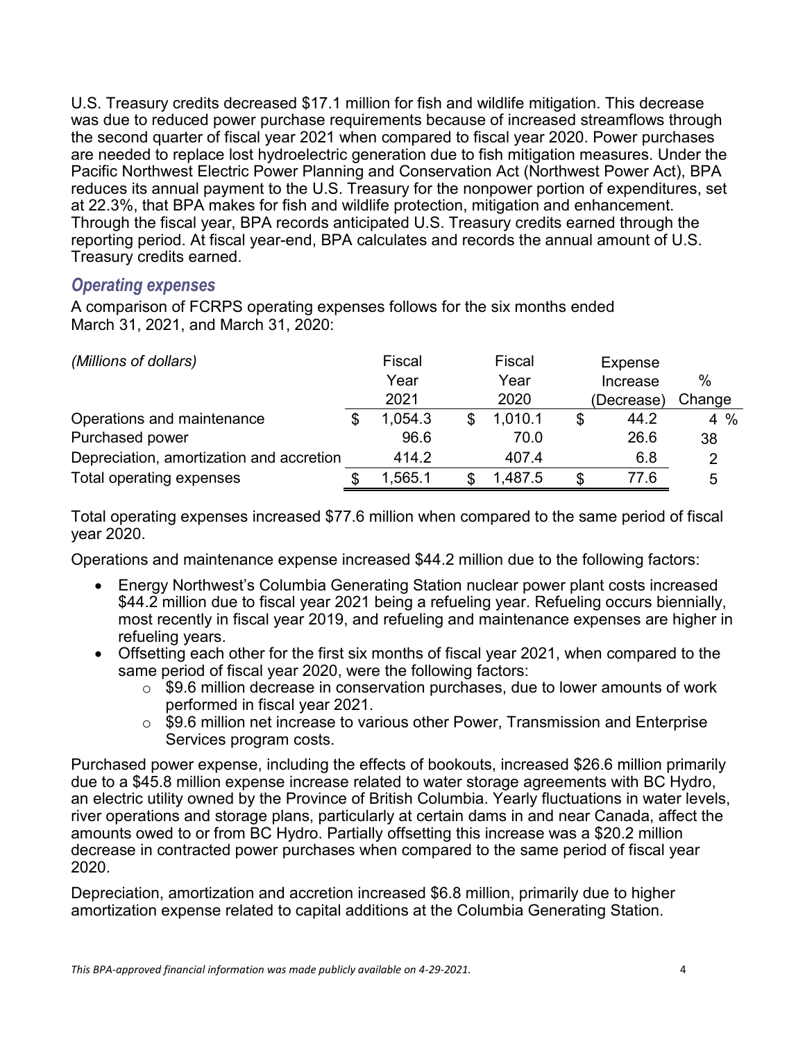U.S. Treasury credits decreased $17.1 million for fish and wildlife mitigation. This decrease was due to reduced power purchase requirements because of increased streamflows through the second quarter of fiscal year 2021 when compared to fiscal year 2020. Power purchases are needed to replace lost hydroelectric generation due to fish mitigation measures. Under the Pacific Northwest Electric Power Planning and Conservation Act (Northwest Power Act), BPA reduces its annual payment to the U.S. Treasury for the nonpower portion of expenditures, set at 22.3%, that BPA makes for fish and wildlife protection, mitigation and enhancement. Through the fiscal year, BPA records anticipated U.S. Treasury credits earned through the reporting period. At fiscal year-end, BPA calculates and records the annual amount of U.S. Treasury credits earned.

## *Operating expenses*

A comparison of FCRPS operating expenses follows for the six months ended March 31, 2021, and March 31, 2020:

| *(Millions of dollars)* | Fiscal Year 2021 | Fiscal Year 2020 | Expense Increase (Decrease) | % Change |
|---|---|---|---|---|
| Operations and maintenance | $ 1,054.3 | $ 1,010.1 | $ 44.2 | 4 % |
| Purchased power | 96.6 | 70.0 | 26.6 | 38 |
| Depreciation, amortization and accretion | 414.2 | 407.4 | 6.8 | 2 |
| Total operating expenses | $ 1,565.1 | $ 1,487.5 | $ 77.6 | 5 |

Total operating expenses increased $77.6 million when compared to the same period of fiscal year 2020.

Operations and maintenance expense increased $44.2 million due to the following factors:

- Energy Northwest's Columbia Generating Station nuclear power plant costs increased $44.2 million due to fiscal year 2021 being a refueling year. Refueling occurs biennially, most recently in fiscal year 2019, and refueling and maintenance expenses are higher in refueling years.
- Offsetting each other for the first six months of fiscal year 2021, when compared to the same period of fiscal year 2020, were the following factors:
  - $9.6 million decrease in conservation purchases, due to lower amounts of work performed in fiscal year 2021.
  - $9.6 million net increase to various other Power, Transmission and Enterprise Services program costs.

Purchased power expense, including the effects of bookouts, increased $26.6 million primarily due to a $45.8 million expense increase related to water storage agreements with BC Hydro, an electric utility owned by the Province of British Columbia. Yearly fluctuations in water levels, river operations and storage plans, particularly at certain dams in and near Canada, affect the amounts owed to or from BC Hydro. Partially offsetting this increase was a $20.2 million decrease in contracted power purchases when compared to the same period of fiscal year 2020.

Depreciation, amortization and accretion increased $6.8 million, primarily due to higher amortization expense related to capital additions at the Columbia Generating Station.

*This BPA-approved financial information was made publicly available on 4-29-2021.*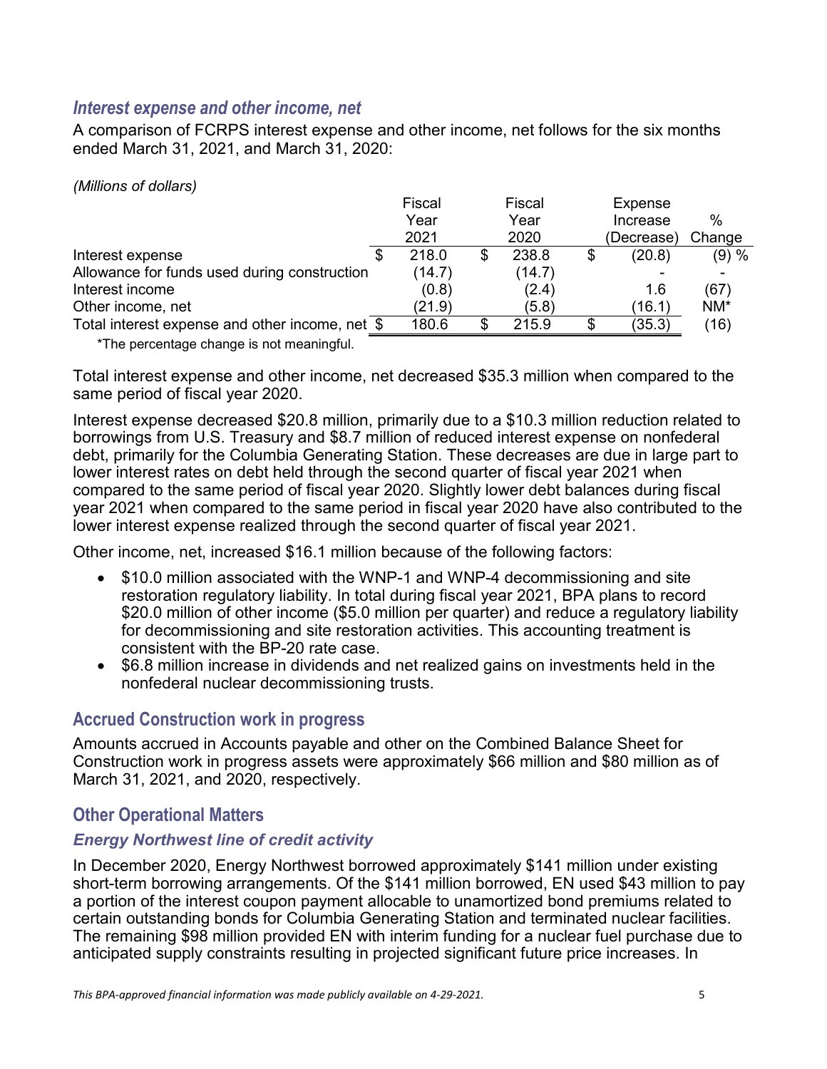### *Interest expense and other income, net*

A comparison of FCRPS interest expense and other income, net follows for the six months ended March 31, 2021, and March 31, 2020:

*(Millions of dollars)*

| | Fiscal Year 2021 | Fiscal Year 2020 | Expense Increase (Decrease) | % Change |
|---|---|---|---|---|
| Interest expense | $ 218.0 | $ 238.8 | $ (20.8) | (9) % |
| Allowance for funds used during construction | (14.7) | (14.7) | - | - |
| Interest income | (0.8) | (2.4) | 1.6 | (67) |
| Other income, net | (21.9) | (5.8) | (16.1) | NM* |
| Total interest expense and other income, net | $ 180.6 | $ 215.9 | $ (35.3) | (16) |

*The percentage change is not meaningful.

Total interest expense and other income, net decreased $35.3 million when compared to the same period of fiscal year 2020.

Interest expense decreased $20.8 million, primarily due to a $10.3 million reduction related to borrowings from U.S. Treasury and $8.7 million of reduced interest expense on nonfederal debt, primarily for the Columbia Generating Station. These decreases are due in large part to lower interest rates on debt held through the second quarter of fiscal year 2021 when compared to the same period of fiscal year 2020. Slightly lower debt balances during fiscal year 2021 when compared to the same period in fiscal year 2020 have also contributed to the lower interest expense realized through the second quarter of fiscal year 2021.

Other income, net, increased $16.1 million because of the following factors:

- $10.0 million associated with the WNP-1 and WNP-4 decommissioning and site restoration regulatory liability. In total during fiscal year 2021, BPA plans to record $20.0 million of other income ($5.0 million per quarter) and reduce a regulatory liability for decommissioning and site restoration activities. This accounting treatment is consistent with the BP-20 rate case.
- $6.8 million increase in dividends and net realized gains on investments held in the nonfederal nuclear decommissioning trusts.

## Accrued Construction work in progress

Amounts accrued in Accounts payable and other on the Combined Balance Sheet for Construction work in progress assets were approximately $66 million and $80 million as of March 31, 2021, and 2020, respectively.

## Other Operational Matters

### *Energy Northwest line of credit activity*

In December 2020, Energy Northwest borrowed approximately $141 million under existing short-term borrowing arrangements. Of the $141 million borrowed, EN used $43 million to pay a portion of the interest coupon payment allocable to unamortized bond premiums related to certain outstanding bonds for Columbia Generating Station and terminated nuclear facilities. The remaining $98 million provided EN with interim funding for a nuclear fuel purchase due to anticipated supply constraints resulting in projected significant future price increases. In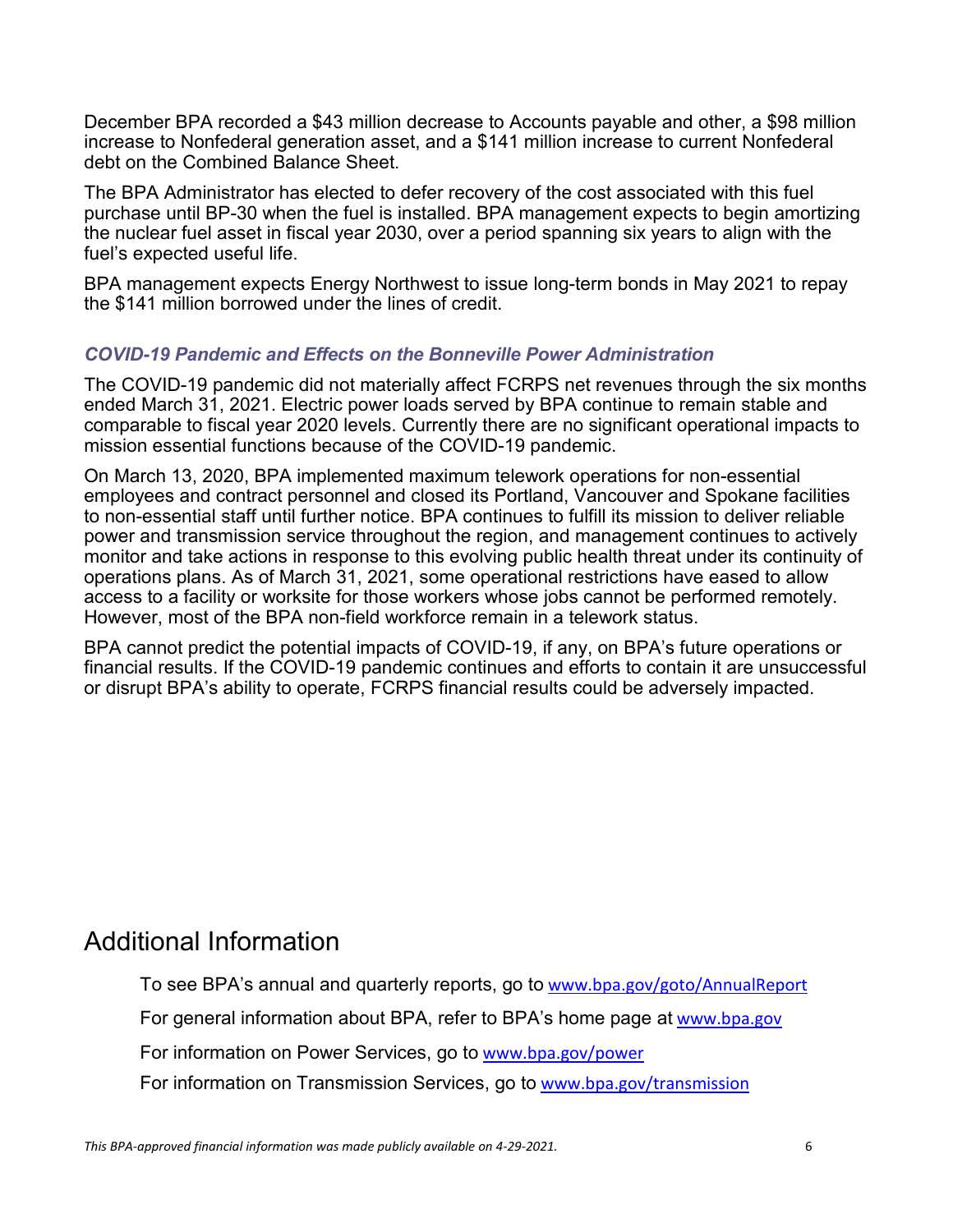December BPA recorded a $43 million decrease to Accounts payable and other, a $98 million increase to Nonfederal generation asset, and a $141 million increase to current Nonfederal debt on the Combined Balance Sheet.

The BPA Administrator has elected to defer recovery of the cost associated with this fuel purchase until BP-30 when the fuel is installed. BPA management expects to begin amortizing the nuclear fuel asset in fiscal year 2030, over a period spanning six years to align with the fuel's expected useful life.

BPA management expects Energy Northwest to issue long-term bonds in May 2021 to repay the $141 million borrowed under the lines of credit.

### *COVID-19 Pandemic and Effects on the Bonneville Power Administration*

The COVID-19 pandemic did not materially affect FCRPS net revenues through the six months ended March 31, 2021. Electric power loads served by BPA continue to remain stable and comparable to fiscal year 2020 levels. Currently there are no significant operational impacts to mission essential functions because of the COVID-19 pandemic.

On March 13, 2020, BPA implemented maximum telework operations for non-essential employees and contract personnel and closed its Portland, Vancouver and Spokane facilities to non-essential staff until further notice. BPA continues to fulfill its mission to deliver reliable power and transmission service throughout the region, and management continues to actively monitor and take actions in response to this evolving public health threat under its continuity of operations plans. As of March 31, 2021, some operational restrictions have eased to allow access to a facility or worksite for those workers whose jobs cannot be performed remotely. However, most of the BPA non-field workforce remain in a telework status.

BPA cannot predict the potential impacts of COVID-19, if any, on BPA's future operations or financial results. If the COVID-19 pandemic continues and efforts to contain it are unsuccessful or disrupt BPA's ability to operate, FCRPS financial results could be adversely impacted.

## Additional Information

To see BPA's annual and quarterly reports, go to www.bpa.gov/goto/AnnualReport

For general information about BPA, refer to BPA's home page at www.bpa.gov

For information on Power Services, go to www.bpa.gov/power

For information on Transmission Services, go to www.bpa.gov/transmission

*This BPA-approved financial information was made publicly available on 4-29-2021.*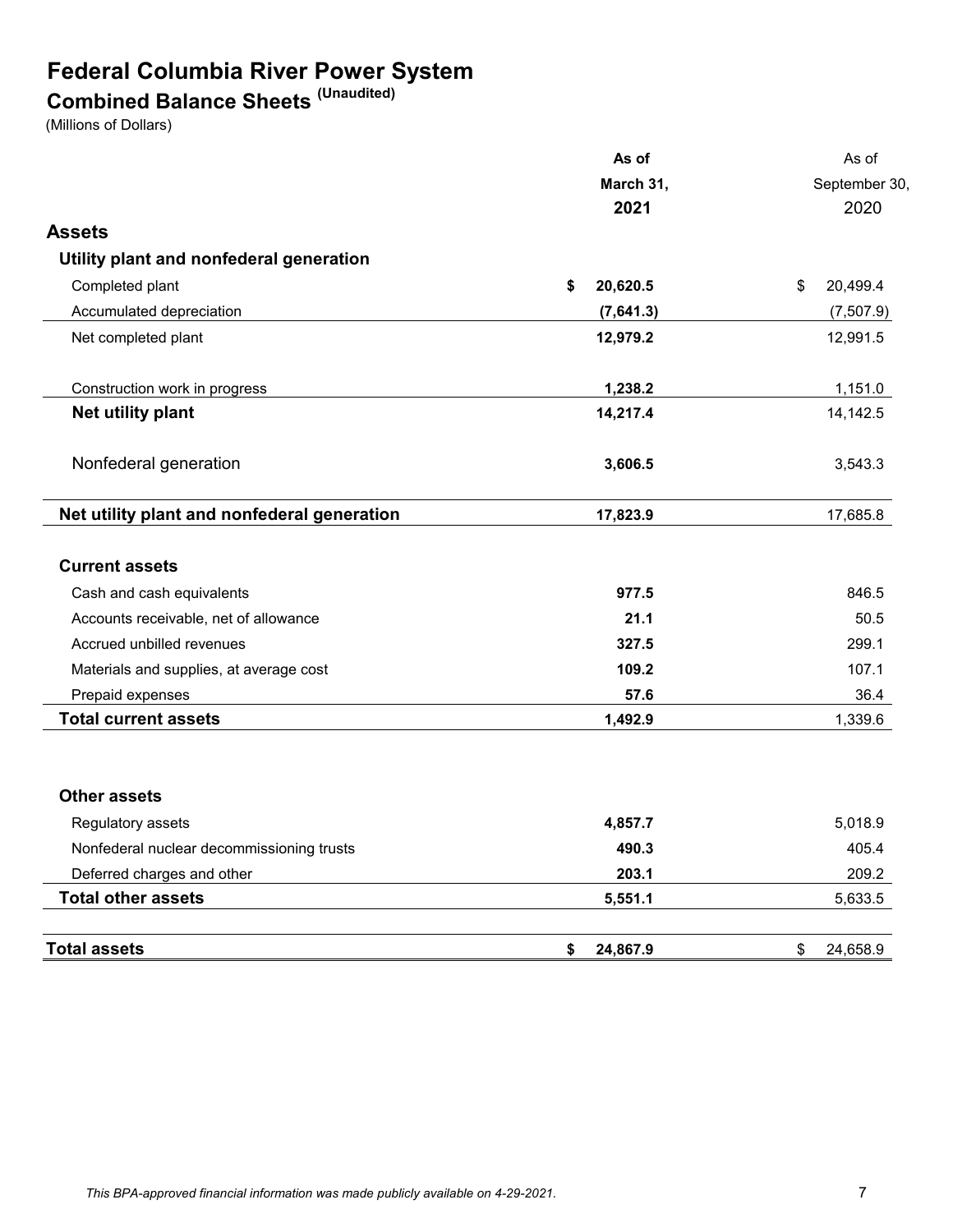# Federal Columbia River Power System

## Combined Balance Sheets (Unaudited)

(Millions of Dollars)

| | **As of March 31, 2021** | As of September 30, 2020 |
|---|---|---|
| **Assets** | | |
| **Utility plant and nonfederal generation** | | |
| Completed plant | **$ 20,620.5** | $ 20,499.4 |
| Accumulated depreciation | **(7,641.3)** | (7,507.9) |
| Net completed plant | **12,979.2** | 12,991.5 |
| Construction work in progress | **1,238.2** | 1,151.0 |
| **Net utility plant** | **14,217.4** | 14,142.5 |
| Nonfederal generation | **3,606.5** | 3,543.3 |
| **Net utility plant and nonfederal generation** | **17,823.9** | 17,685.8 |
| **Current assets** | | |
| Cash and cash equivalents | **977.5** | 846.5 |
| Accounts receivable, net of allowance | **21.1** | 50.5 |
| Accrued unbilled revenues | **327.5** | 299.1 |
| Materials and supplies, at average cost | **109.2** | 107.1 |
| Prepaid expenses | **57.6** | 36.4 |
| **Total current assets** | **1,492.9** | 1,339.6 |
| **Other assets** | | |
| Regulatory assets | **4,857.7** | 5,018.9 |
| Nonfederal nuclear decommissioning trusts | **490.3** | 405.4 |
| Deferred charges and other | **203.1** | 209.2 |
| **Total other assets** | **5,551.1** | 5,633.5 |
| **Total assets** | **$ 24,867.9** | $ 24,658.9 |

*This BPA-approved financial information was made publicly available on 4-29-2021.*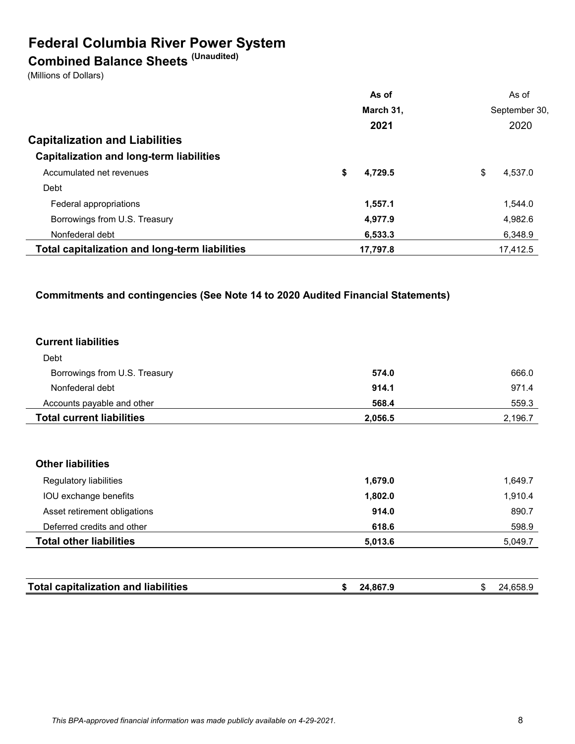# Federal Columbia River Power System

## Combined Balance Sheets (Unaudited)

(Millions of Dollars)

| | As of March 31, 2021 | As of September 30, 2020 |
|---|---|---|
| **Capitalization and Liabilities** | | |
| **Capitalization and long-term liabilities** | | |
| Accumulated net revenues | $ 4,729.5 | $ 4,537.0 |
| Debt | | |
| Federal appropriations | 1,557.1 | 1,544.0 |
| Borrowings from U.S. Treasury | 4,977.9 | 4,982.6 |
| Nonfederal debt | 6,533.3 | 6,348.9 |
| **Total capitalization and long-term liabilities** | 17,797.8 | 17,412.5 |
| | | |
| **Commitments and contingencies (See Note 14 to 2020 Audited Financial Statements)** | | |
| | | |
| **Current liabilities** | | |
| Debt | | |
| Borrowings from U.S. Treasury | 574.0 | 666.0 |
| Nonfederal debt | 914.1 | 971.4 |
| Accounts payable and other | 568.4 | 559.3 |
| **Total current liabilities** | 2,056.5 | 2,196.7 |
| | | |
| **Other liabilities** | | |
| Regulatory liabilities | 1,679.0 | 1,649.7 |
| IOU exchange benefits | 1,802.0 | 1,910.4 |
| Asset retirement obligations | 914.0 | 890.7 |
| Deferred credits and other | 618.6 | 598.9 |
| **Total other liabilities** | 5,013.6 | 5,049.7 |
| | | |
| **Total capitalization and liabilities** | $ 24,867.9 | $ 24,658.9 |

*This BPA-approved financial information was made publicly available on 4-29-2021.*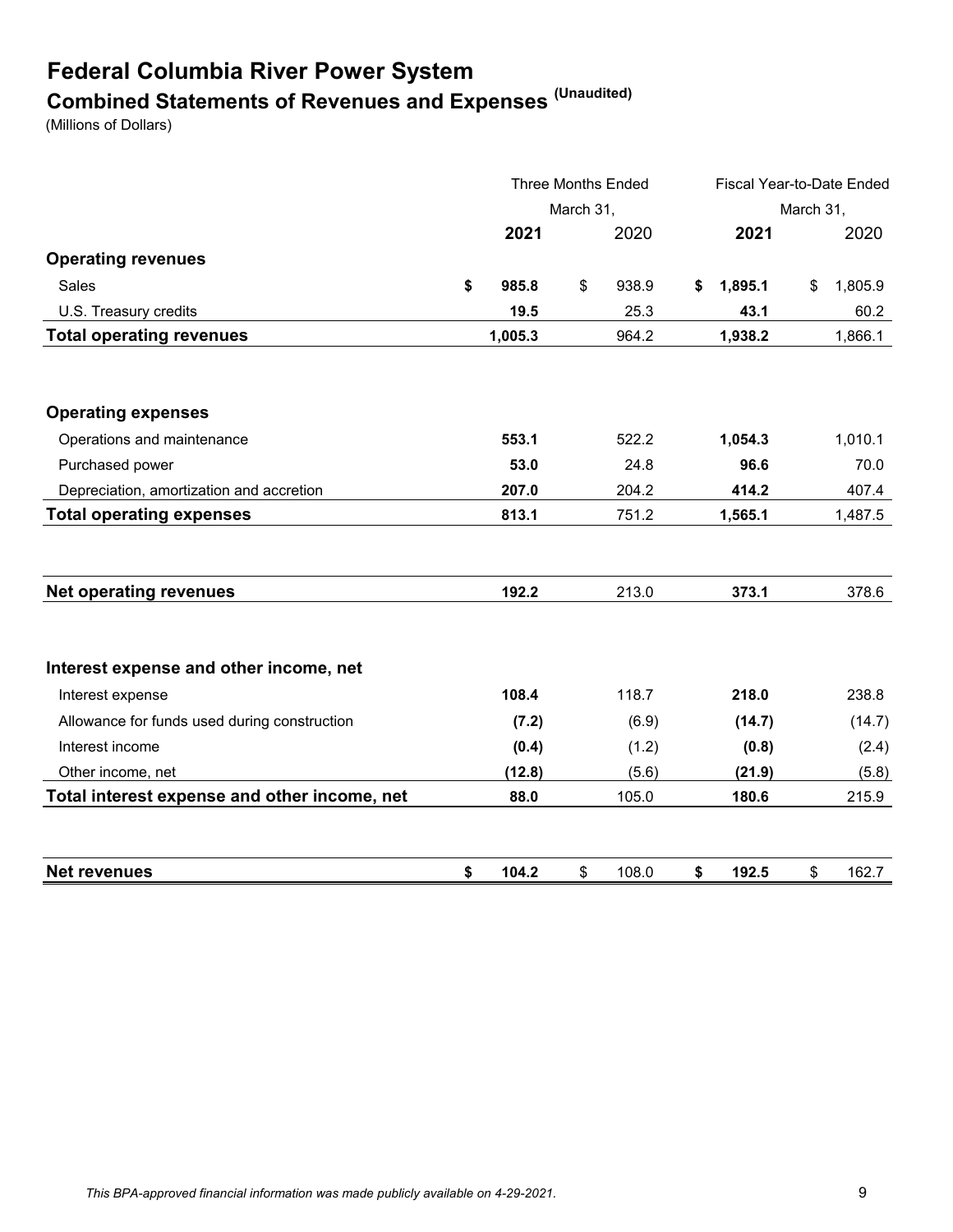# Federal Columbia River Power System

## Combined Statements of Revenues and Expenses (Unaudited)

(Millions of Dollars)

| | Three Months Ended March 31, | | Fiscal Year-to-Date Ended March 31, | |
|---|---|---|---|---|
| | **2021** | 2020 | **2021** | 2020 |
| **Operating revenues** | | | | |
| Sales | **$ 985.8** | $ 938.9 | **$ 1,895.1** | $ 1,805.9 |
| U.S. Treasury credits | **19.5** | 25.3 | **43.1** | 60.2 |
| **Total operating revenues** | **1,005.3** | 964.2 | **1,938.2** | 1,866.1 |
| **Operating expenses** | | | | |
| Operations and maintenance | **553.1** | 522.2 | **1,054.3** | 1,010.1 |
| Purchased power | **53.0** | 24.8 | **96.6** | 70.0 |
| Depreciation, amortization and accretion | **207.0** | 204.2 | **414.2** | 407.4 |
| **Total operating expenses** | **813.1** | 751.2 | **1,565.1** | 1,487.5 |
| **Net operating revenues** | **192.2** | 213.0 | **373.1** | 378.6 |
| **Interest expense and other income, net** | | | | |
| Interest expense | **108.4** | 118.7 | **218.0** | 238.8 |
| Allowance for funds used during construction | **(7.2)** | (6.9) | **(14.7)** | (14.7) |
| Interest income | **(0.4)** | (1.2) | **(0.8)** | (2.4) |
| Other income, net | **(12.8)** | (5.6) | **(21.9)** | (5.8) |
| **Total interest expense and other income, net** | **88.0** | 105.0 | **180.6** | 215.9 |
| **Net revenues** | **$ 104.2** | $ 108.0 | **$ 192.5** | $ 162.7 |

*This BPA-approved financial information was made publicly available on 4-29-2021.*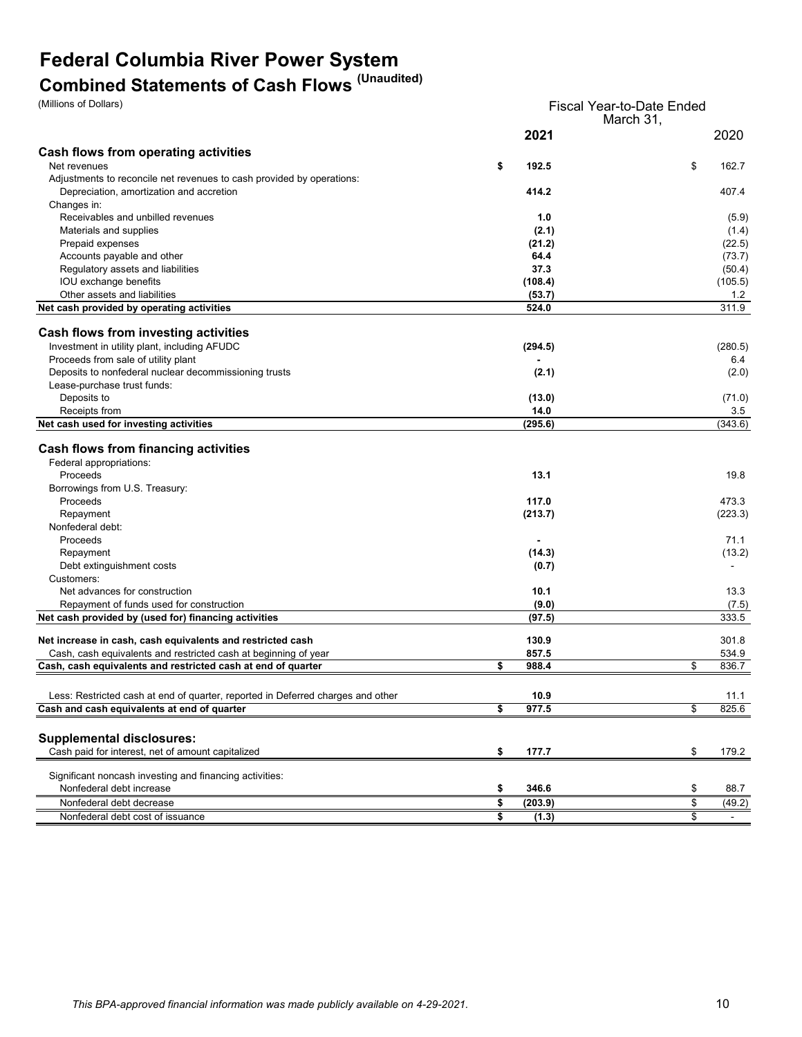# Federal Columbia River Power System

## Combined Statements of Cash Flows (Unaudited)

(Millions of Dollars)

| | Fiscal Year-to-Date Ended March 31, 2021 | Fiscal Year-to-Date Ended March 31, 2020 |
|---|---|---|
| **Cash flows from operating activities** | | |
| Net revenues | **$ 192.5** | $ 162.7 |
| Adjustments to reconcile net revenues to cash provided by operations: | | |
| Depreciation, amortization and accretion | **414.2** | 407.4 |
| Changes in: | | |
| Receivables and unbilled revenues | **1.0** | (5.9) |
| Materials and supplies | **(2.1)** | (1.4) |
| Prepaid expenses | **(21.2)** | (22.5) |
| Accounts payable and other | **64.4** | (73.7) |
| Regulatory assets and liabilities | **37.3** | (50.4) |
| IOU exchange benefits | **(108.4)** | (105.5) |
| Other assets and liabilities | **(53.7)** | 1.2 |
| **Net cash provided by operating activities** | **524.0** | 311.9 |
| **Cash flows from investing activities** | | |
| Investment in utility plant, including AFUDC | **(294.5)** | (280.5) |
| Proceeds from sale of utility plant | **-** | 6.4 |
| Deposits to nonfederal nuclear decommissioning trusts | **(2.1)** | (2.0) |
| Lease-purchase trust funds: | | |
| Deposits to | **(13.0)** | (71.0) |
| Receipts from | **14.0** | 3.5 |
| **Net cash used for investing activities** | **(295.6)** | (343.6) |
| **Cash flows from financing activities** | | |
| Federal appropriations: | | |
| Proceeds | **13.1** | 19.8 |
| Borrowings from U.S. Treasury: | | |
| Proceeds | **117.0** | 473.3 |
| Repayment | **(213.7)** | (223.3) |
| Nonfederal debt: | | |
| Proceeds | **-** | 71.1 |
| Repayment | **(14.3)** | (13.2) |
| Debt extinguishment costs | **(0.7)** | - |
| Customers: | | |
| Net advances for construction | **10.1** | 13.3 |
| Repayment of funds used for construction | **(9.0)** | (7.5) |
| **Net cash provided by (used for) financing activities** | **(97.5)** | 333.5 |
| **Net increase in cash, cash equivalents and restricted cash** | **130.9** | 301.8 |
| Cash, cash equivalents and restricted cash at beginning of year | **857.5** | 534.9 |
| **Cash, cash equivalents and restricted cash at end of quarter** | **$ 988.4** | $ 836.7 |
| Less: Restricted cash at end of quarter, reported in Deferred charges and other | **10.9** | 11.1 |
| **Cash and cash equivalents at end of quarter** | **$ 977.5** | $ 825.6 |
| **Supplemental disclosures:** | | |
| Cash paid for interest, net of amount capitalized | **$ 177.7** | $ 179.2 |
| Significant noncash investing and financing activities: | | |
| Nonfederal debt increase | **$ 346.6** | $ 88.7 |
| Nonfederal debt decrease | **$ (203.9)** | $ (49.2) |
| Nonfederal debt cost of issuance | **$ (1.3)** | $ - |

*This BPA-approved financial information was made publicly available on 4-29-2021.*